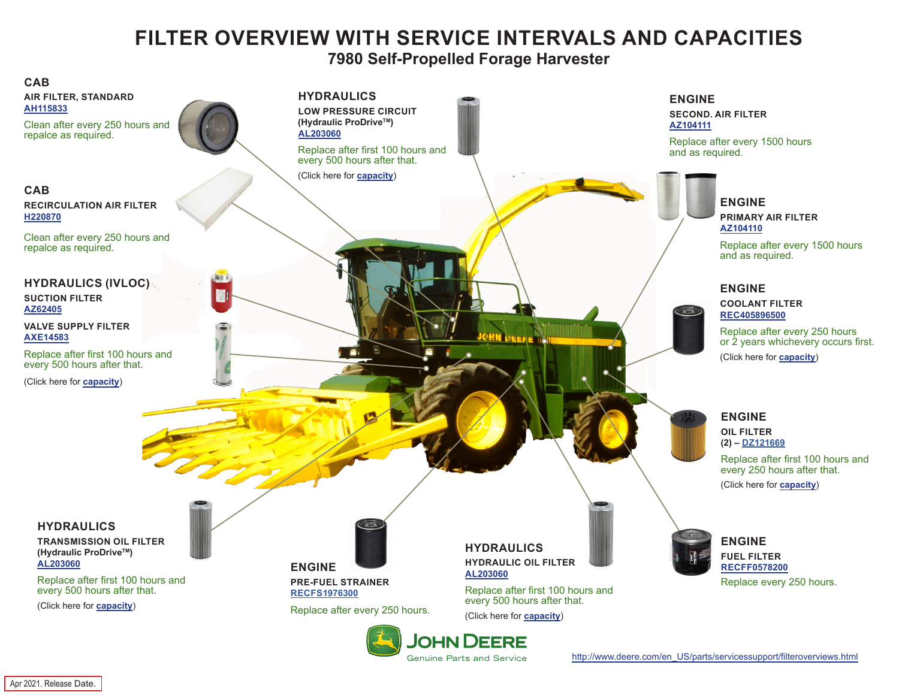# FILTER OVERVIEW WITH SERVICE INTERVALS AND CAPACITIES

## 7980 Self-Propelled Forage Harvester

### CAB

**AIR FILTER, STANDARD**

AH115833

Clean after every 250 hours and repalce as required.

### CAB

**RECIRCULATION AIR FILTER**

H220870

Clean after every 250 hours and repalce as required.

### HYDRAULICS (IVLOC)

**SUCTION FILTER**

AZ62405

**VALVE SUPPLY FILTER**

AXE14583

Replace after first 100 hours and every 500 hours after that.

(Click here for capacity)

### HYDRAULICS

**LOW PRESSURE CIRCUIT**
**(Hydraulic ProDrive™)**

AL203060

Replace after first 100 hours and every 500 hours after that.

(Click here for capacity)

### ENGINE

**SECOND. AIR FILTER**

AZ104111

Replace after every 1500 hours and as required.

### ENGINE

**PRIMARY AIR FILTER**

AZ104110

Replace after every 1500 hours and as required.

### ENGINE

**COOLANT FILTER**

REC405896500

Replace after every 250 hours or 2 years whichevery occurs first.

(Click here for capacity)

### ENGINE

**OIL FILTER**
**(2) –** DZ121669

Replace after first 100 hours and every 250 hours after that.

(Click here for capacity)

### HYDRAULICS

**TRANSMISSION OIL FILTER**
**(Hydraulic ProDrive™)**

AL203060

Replace after first 100 hours and every 500 hours after that.

(Click here for capacity)

### ENGINE

**PRE-FUEL STRAINER**

RECFS1976300

Replace after every 250 hours.

### HYDRAULICS

**HYDRAULIC OIL FILTER**

AL203060

Replace after first 100 hours and every 500 hours after that.

(Click here for capacity)

### ENGINE

**FUEL FILTER**

RECFF0578200

Replace every 250 hours.

JOHN DEERE
Genuine Parts and Service

http://www.deere.com/en_US/parts/servicessupport/filteroverviews.html

Apr 2021. Release Date.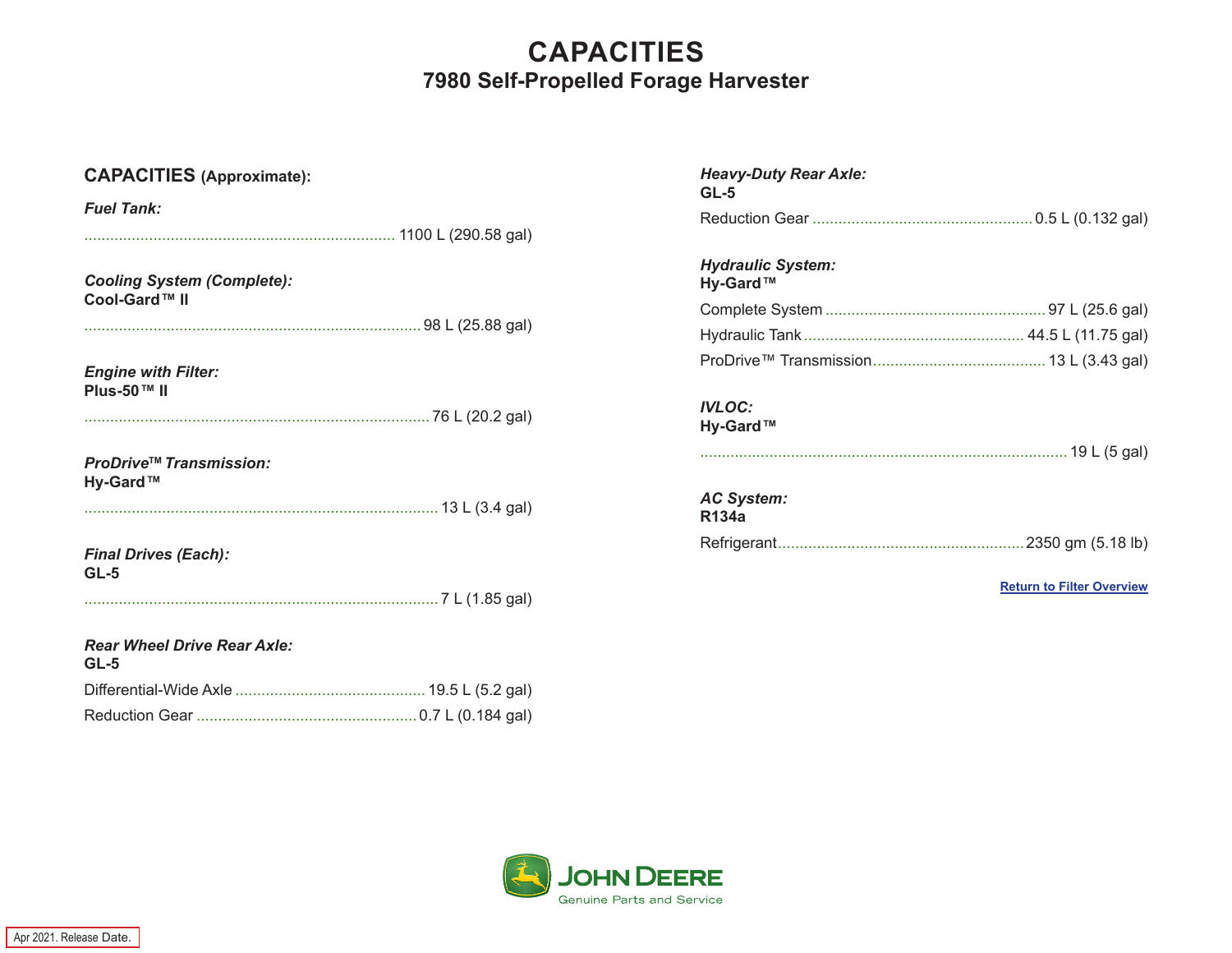# CAPACITIES

## 7980 Self-Propelled Forage Harvester

### CAPACITIES (Approximate):

***Fuel Tank:***

........................................................................ 1100 L (290.58 gal)

***Cooling System (Complete):***
**Cool-Gard™ II**

........................................................................ 98 L (25.88 gal)

***Engine with Filter:***
**Plus-50™ II**

........................................................................ 76 L (20.2 gal)

***ProDrive™ Transmission:***
**Hy-Gard™**

........................................................................ 13 L (3.4 gal)

***Final Drives (Each):***
**GL-5**

........................................................................ 7 L (1.85 gal)

***Rear Wheel Drive Rear Axle:***
**GL-5**

Differential-Wide Axle ............................................ 19.5 L (5.2 gal)

Reduction Gear .................................................. 0.7 L (0.184 gal)

***Heavy-Duty Rear Axle:***
**GL-5**

Reduction Gear .................................................. 0.5 L (0.132 gal)

***Hydraulic System:***
**Hy-Gard™**

Complete System .................................................. 97 L (25.6 gal)

Hydraulic Tank .................................................. 44.5 L (11.75 gal)

ProDrive™ Transmission ........................................ 13 L (3.43 gal)

***IVLOC:***
**Hy-Gard™**

........................................................................ 19 L (5 gal)

***AC System:***
**R134a**

Refrigerant ........................................................ 2350 gm (5.18 lb)

**Return to Filter Overview**

JOHN DEERE
Genuine Parts and Service

Apr 2021. Release Date.